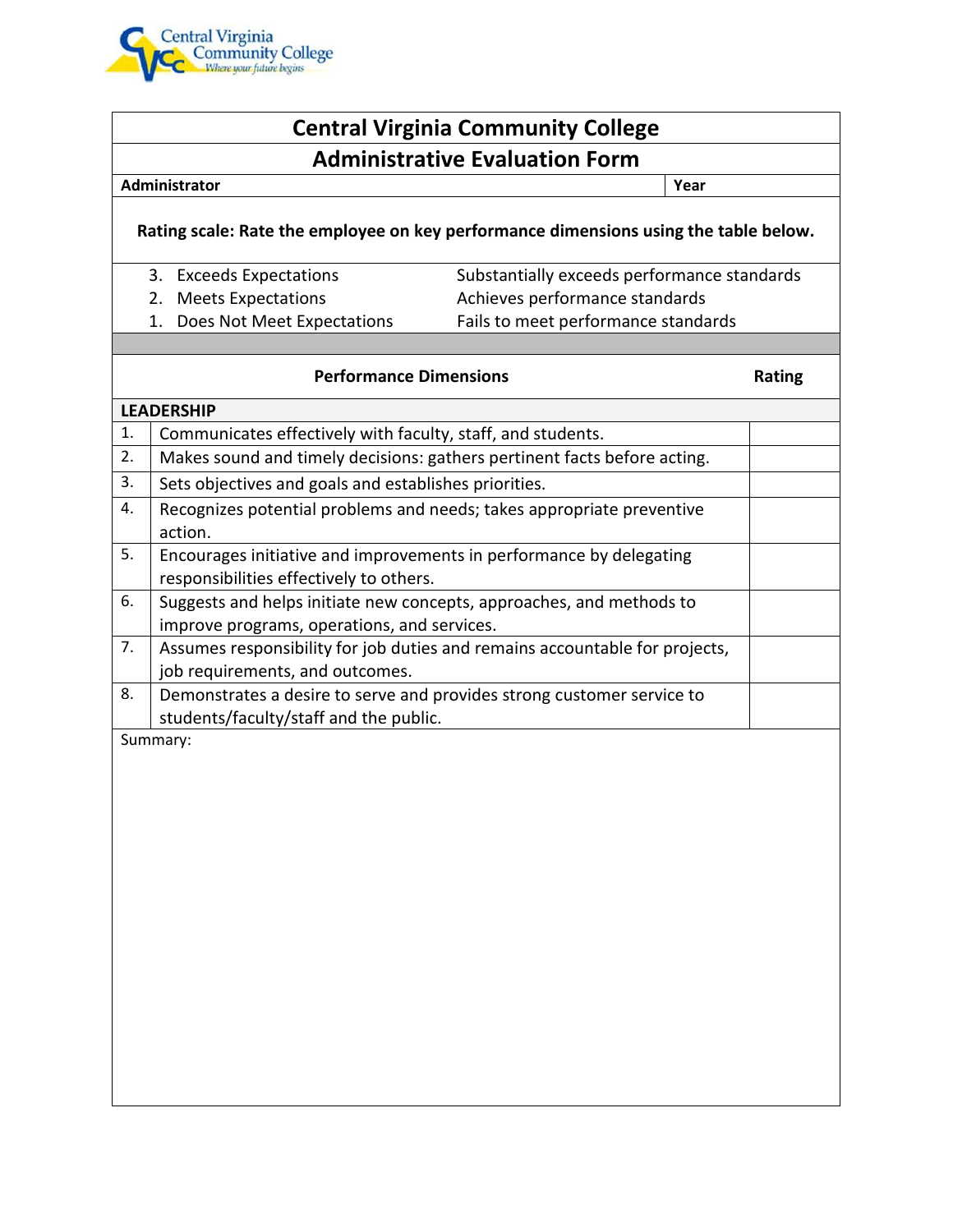# Central Virginia Community College

## Administrative Evaluation Form

| Administrator | Year |
|---|---|
| | |

**Rating scale: Rate the employee on key performance dimensions using the table below.**

3. Exceeds Expectations — Substantially exceeds performance standards
2. Meets Expectations — Achieves performance standards
1. Does Not Meet Expectations — Fails to meet performance standards

| | Performance Dimensions | Rating |
|---|---|---|
| **LEADERSHIP** | | |
| 1. | Communicates effectively with faculty, staff, and students. | |
| 2. | Makes sound and timely decisions: gathers pertinent facts before acting. | |
| 3. | Sets objectives and goals and establishes priorities. | |
| 4. | Recognizes potential problems and needs; takes appropriate preventive action. | |
| 5. | Encourages initiative and improvements in performance by delegating responsibilities effectively to others. | |
| 6. | Suggests and helps initiate new concepts, approaches, and methods to improve programs, operations, and services. | |
| 7. | Assumes responsibility for job duties and remains accountable for projects, job requirements, and outcomes. | |
| 8. | Demonstrates a desire to serve and provides strong customer service to students/faculty/staff and the public. | |

Summary: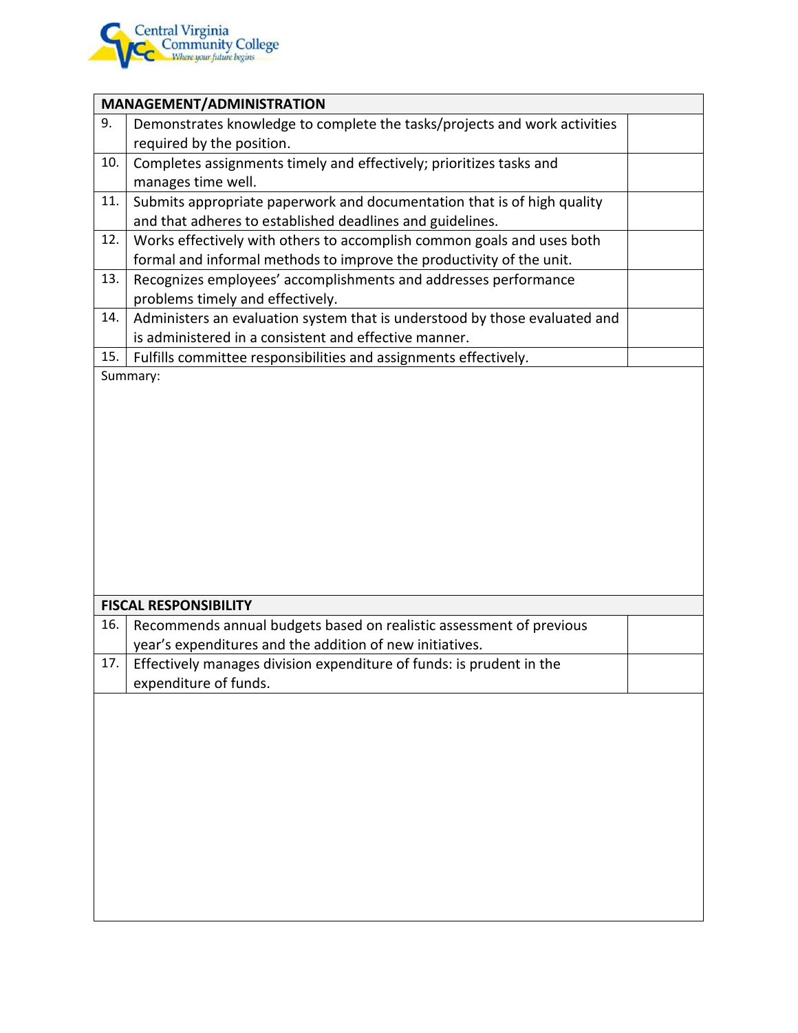| MANAGEMENT/ADMINISTRATION | | |
|---|---|---|
| 9. | Demonstrates knowledge to complete the tasks/projects and work activities required by the position. | |
| 10. | Completes assignments timely and effectively; prioritizes tasks and manages time well. | |
| 11. | Submits appropriate paperwork and documentation that is of high quality and that adheres to established deadlines and guidelines. | |
| 12. | Works effectively with others to accomplish common goals and uses both formal and informal methods to improve the productivity of the unit. | |
| 13. | Recognizes employees' accomplishments and addresses performance problems timely and effectively. | |
| 14. | Administers an evaluation system that is understood by those evaluated and is administered in a consistent and effective manner. | |
| 15. | Fulfills committee responsibilities and assignments effectively. | |

Summary:

| FISCAL RESPONSIBILITY | | |
|---|---|---|
| 16. | Recommends annual budgets based on realistic assessment of previous year's expenditures and the addition of new initiatives. | |
| 17. | Effectively manages division expenditure of funds: is prudent in the expenditure of funds. | |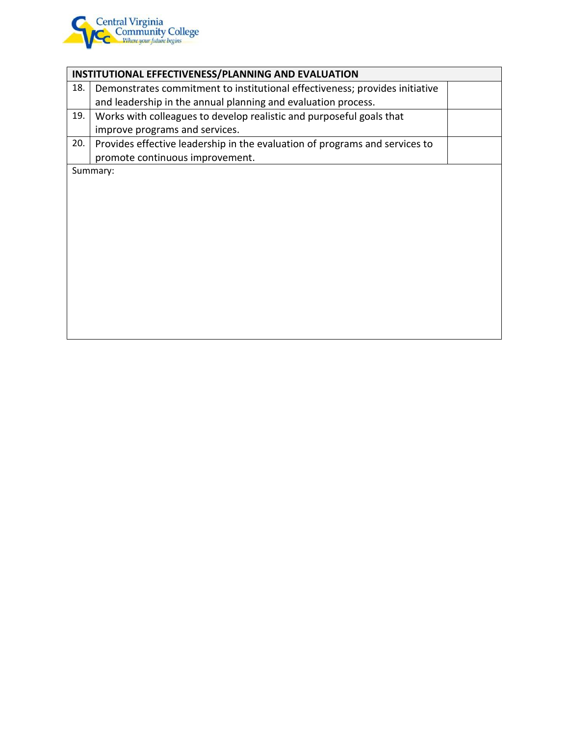| INSTITUTIONAL EFFECTIVENESS/PLANNING AND EVALUATION | | |
|---|---|---|
| 18. | Demonstrates commitment to institutional effectiveness; provides initiative and leadership in the annual planning and evaluation process. | |
| 19. | Works with colleagues to develop realistic and purposeful goals that improve programs and services. | |
| 20. | Provides effective leadership in the evaluation of programs and services to promote continuous improvement. | |
| Summary: | | |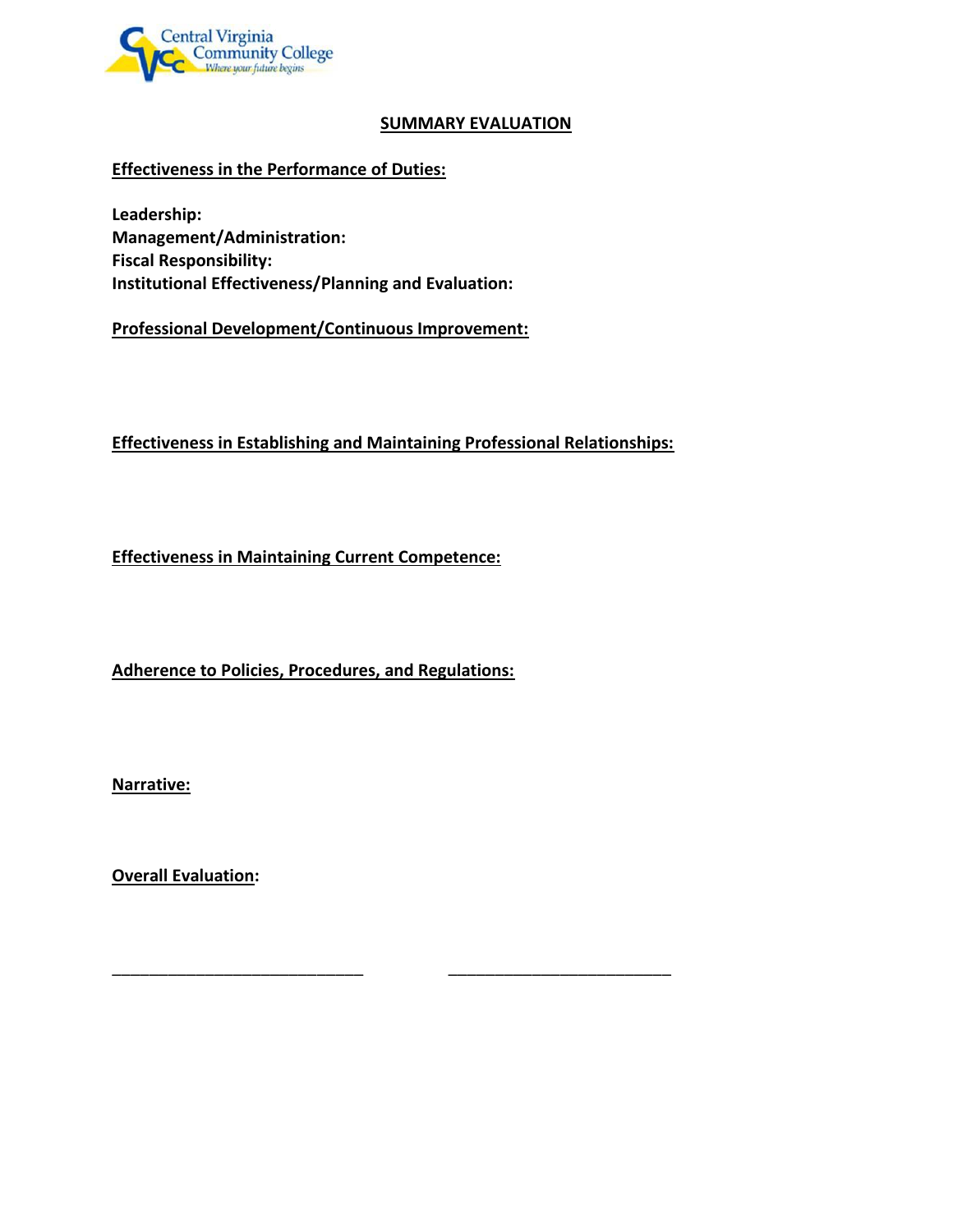Central Virginia Community College
Where your future begins

## SUMMARY EVALUATION

**Effectiveness in the Performance of Duties:**

**Leadership:**
**Management/Administration:**
**Fiscal Responsibility:**
**Institutional Effectiveness/Planning and Evaluation:**

**Professional Development/Continuous Improvement:**

**Effectiveness in Establishing and Maintaining Professional Relationships:**

**Effectiveness in Maintaining Current Competence:**

**Adherence to Policies, Procedures, and Regulations:**

**Narrative:**

**Overall Evaluation:**

_____________________________ _________________________